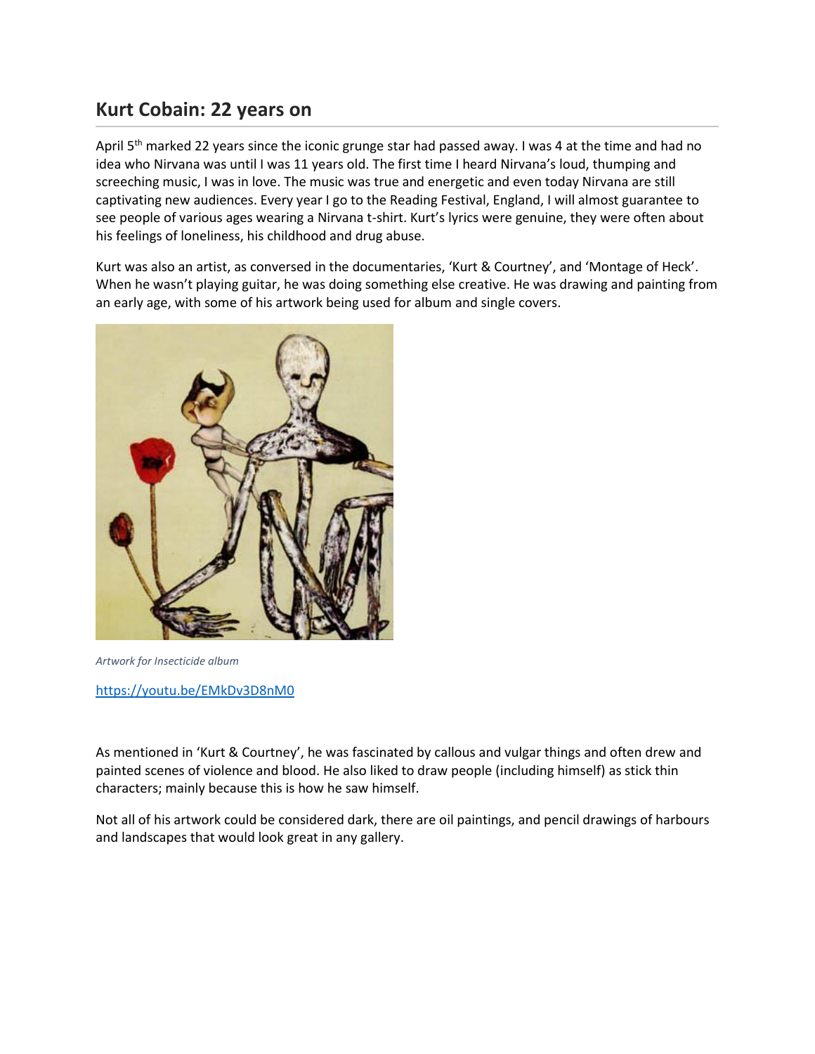## Kurt Cobain: 22 years on

April 5th marked 22 years since the iconic grunge star had passed away. I was 4 at the time and had no idea who Nirvana was until I was 11 years old. The first time I heard Nirvana's loud, thumping and screeching music, I was in love. The music was true and energetic and even today Nirvana are still captivating new audiences. Every year I go to the Reading Festival, England, I will almost guarantee to see people of various ages wearing a Nirvana t-shirt. Kurt's lyrics were genuine, they were often about his feelings of loneliness, his childhood and drug abuse.

Kurt was also an artist, as conversed in the documentaries, 'Kurt & Courtney', and 'Montage of Heck'. When he wasn't playing guitar, he was doing something else creative. He was drawing and painting from an early age, with some of his artwork being used for album and single covers.

*Artwork for Insecticide album*

https://youtu.be/EMkDv3D8nM0

As mentioned in 'Kurt & Courtney', he was fascinated by callous and vulgar things and often drew and painted scenes of violence and blood. He also liked to draw people (including himself) as stick thin characters; mainly because this is how he saw himself.

Not all of his artwork could be considered dark, there are oil paintings, and pencil drawings of harbours and landscapes that would look great in any gallery.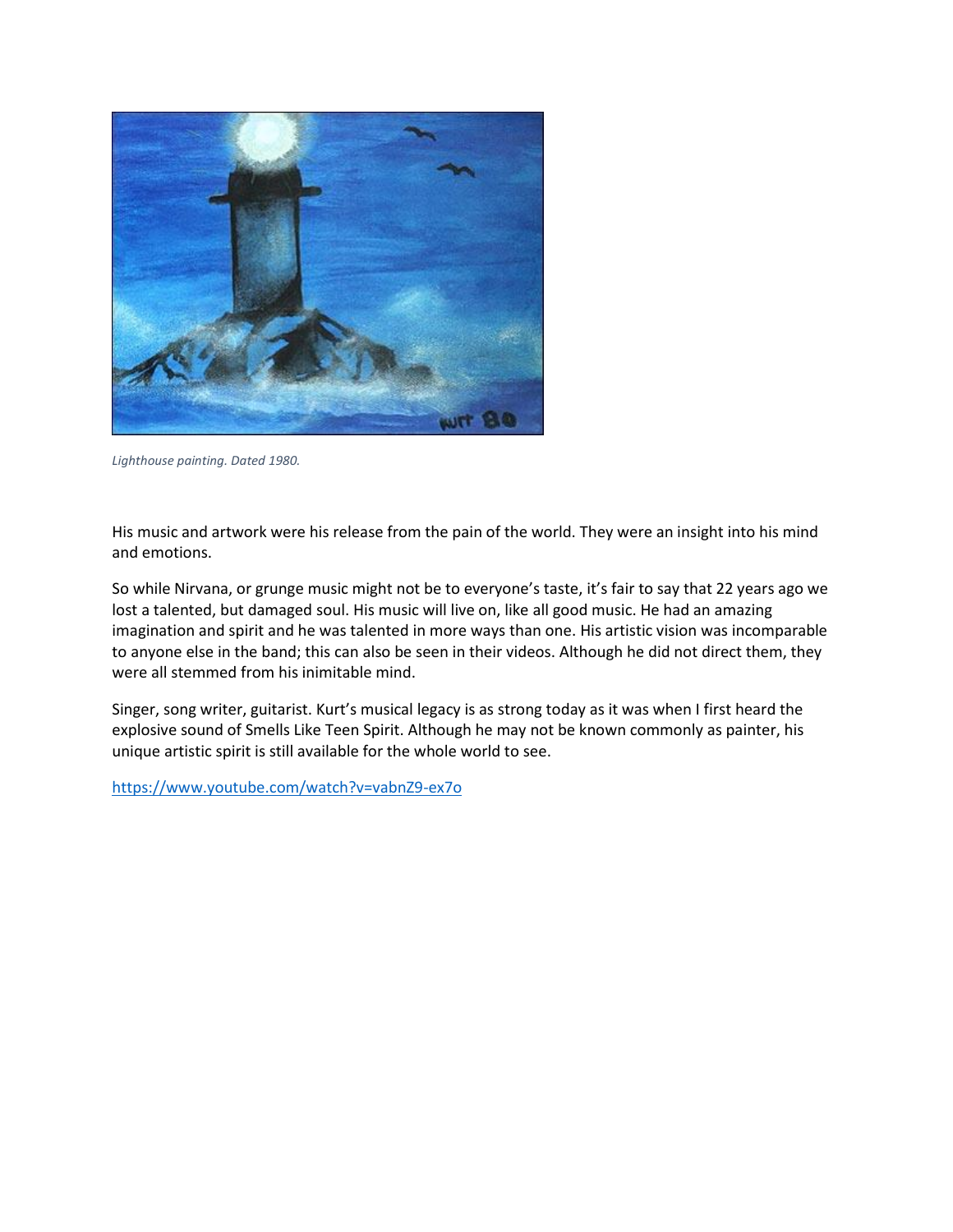*Lighthouse painting. Dated 1980.*

His music and artwork were his release from the pain of the world. They were an insight into his mind and emotions.

So while Nirvana, or grunge music might not be to everyone's taste, it's fair to say that 22 years ago we lost a talented, but damaged soul. His music will live on, like all good music. He had an amazing imagination and spirit and he was talented in more ways than one. His artistic vision was incomparable to anyone else in the band; this can also be seen in their videos. Although he did not direct them, they were all stemmed from his inimitable mind.

Singer, song writer, guitarist. Kurt's musical legacy is as strong today as it was when I first heard the explosive sound of Smells Like Teen Spirit. Although he may not be known commonly as painter, his unique artistic spirit is still available for the whole world to see.

https://www.youtube.com/watch?v=vabnZ9-ex7o